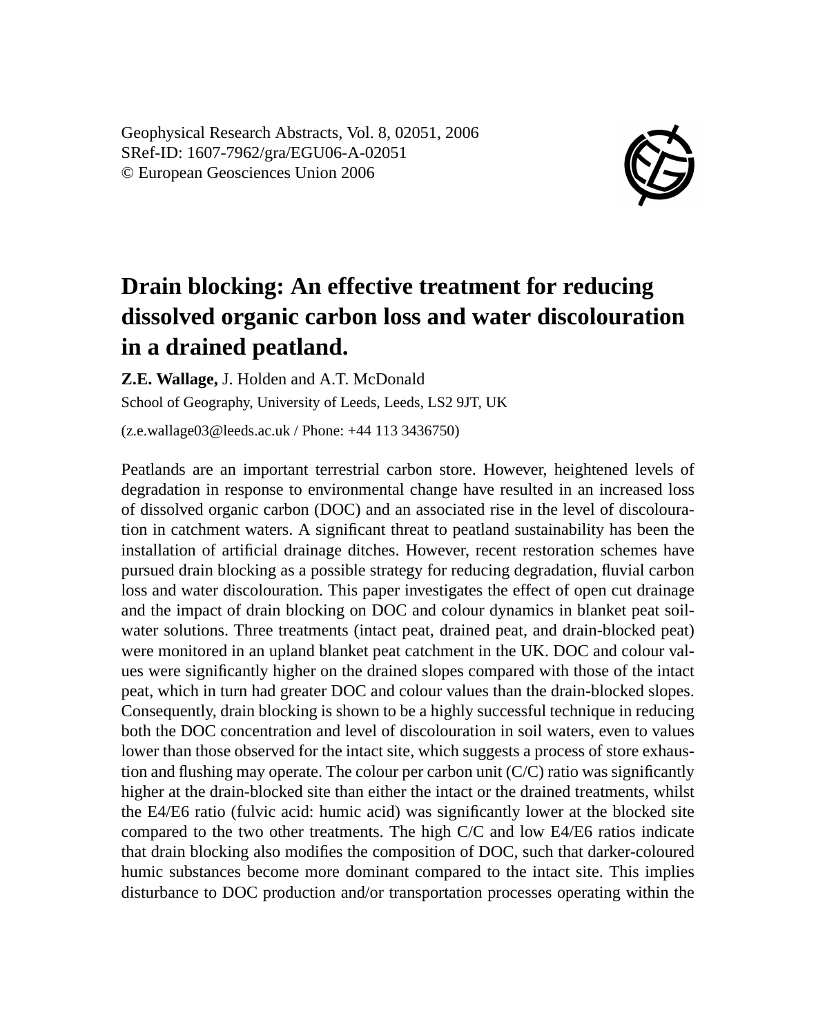Geophysical Research Abstracts, Vol. 8, 02051, 2006
SRef-ID: 1607-7962/gra/EGU06-A-02051
© European Geosciences Union 2006

# Drain blocking: An effective treatment for reducing dissolved organic carbon loss and water discolouration in a drained peatland.

**Z.E. Wallage,** J. Holden and A.T. McDonald

School of Geography, University of Leeds, Leeds, LS2 9JT, UK

(z.e.wallage03@leeds.ac.uk / Phone: +44 113 3436750)

Peatlands are an important terrestrial carbon store. However, heightened levels of degradation in response to environmental change have resulted in an increased loss of dissolved organic carbon (DOC) and an associated rise in the level of discolouration in catchment waters. A significant threat to peatland sustainability has been the installation of artificial drainage ditches. However, recent restoration schemes have pursued drain blocking as a possible strategy for reducing degradation, fluvial carbon loss and water discolouration. This paper investigates the effect of open cut drainage and the impact of drain blocking on DOC and colour dynamics in blanket peat soil-water solutions. Three treatments (intact peat, drained peat, and drain-blocked peat) were monitored in an upland blanket peat catchment in the UK. DOC and colour values were significantly higher on the drained slopes compared with those of the intact peat, which in turn had greater DOC and colour values than the drain-blocked slopes. Consequently, drain blocking is shown to be a highly successful technique in reducing both the DOC concentration and level of discolouration in soil waters, even to values lower than those observed for the intact site, which suggests a process of store exhaustion and flushing may operate. The colour per carbon unit (C/C) ratio was significantly higher at the drain-blocked site than either the intact or the drained treatments, whilst the E4/E6 ratio (fulvic acid: humic acid) was significantly lower at the blocked site compared to the two other treatments. The high C/C and low E4/E6 ratios indicate that drain blocking also modifies the composition of DOC, such that darker-coloured humic substances become more dominant compared to the intact site. This implies disturbance to DOC production and/or transportation processes operating within the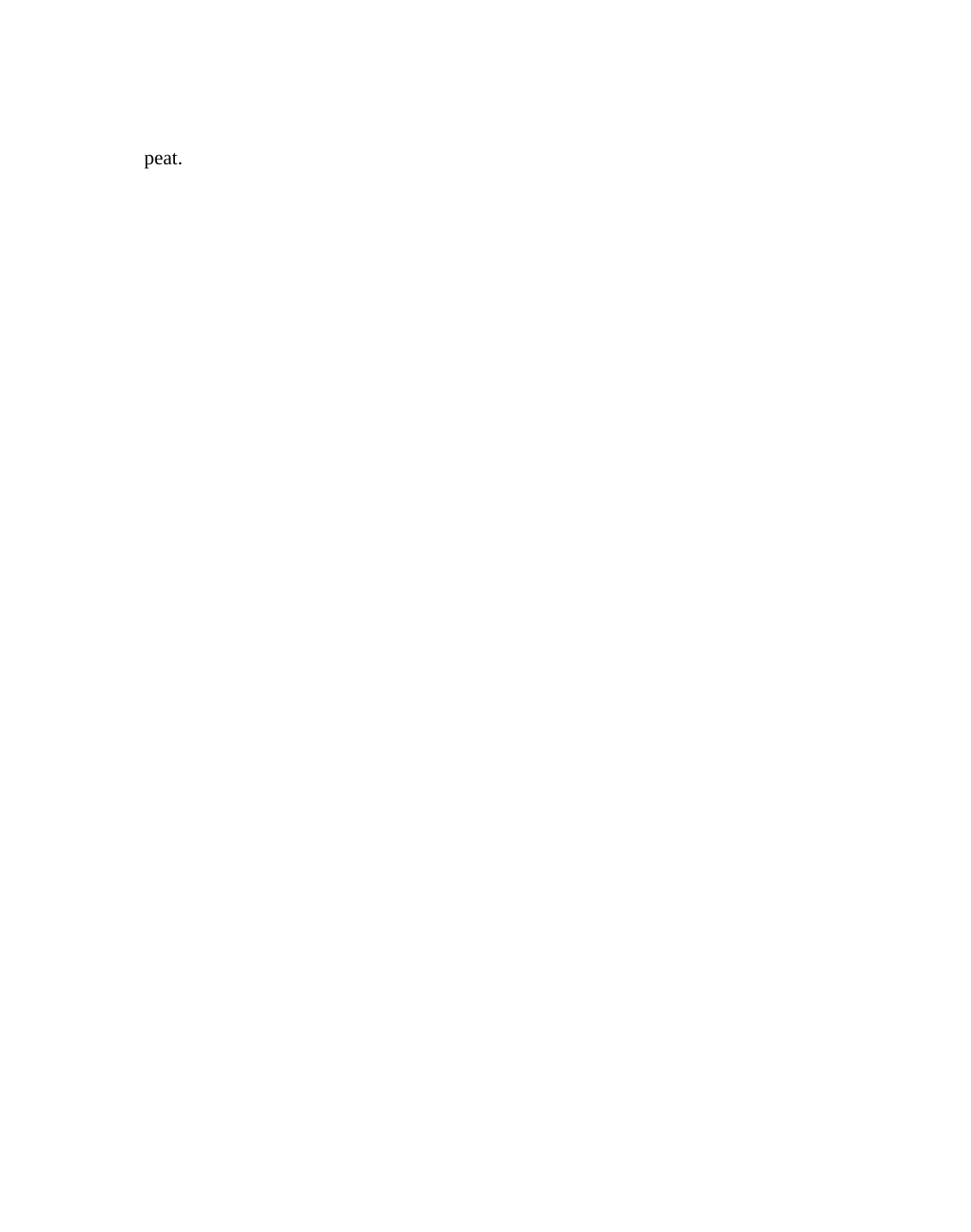peat.